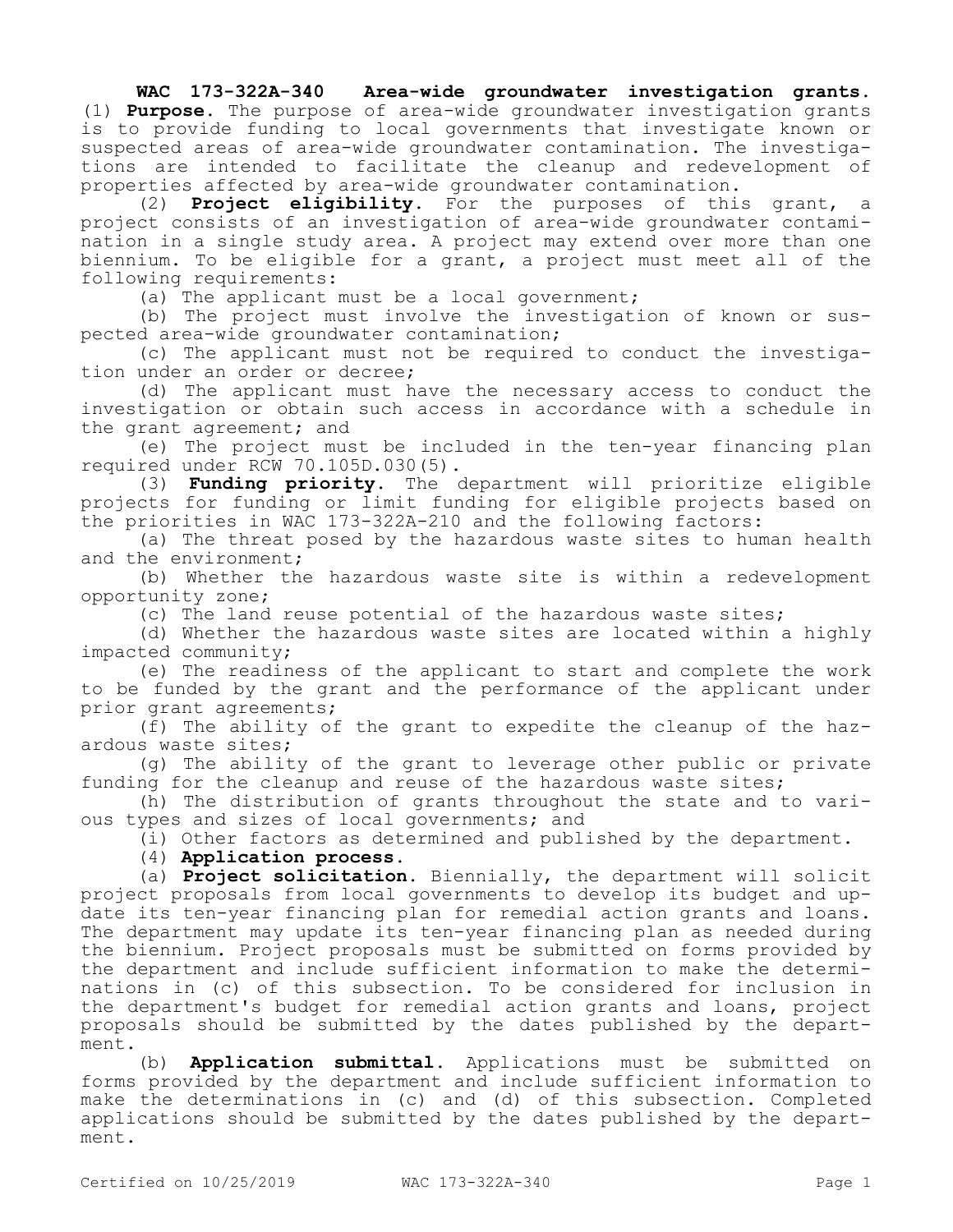**WAC 173-322A-340 Area-wide groundwater investigation grants.**

(1) **Purpose.** The purpose of area-wide groundwater investigation grants is to provide funding to local governments that investigate known or suspected areas of area-wide groundwater contamination. The investigations are intended to facilitate the cleanup and redevelopment of properties affected by area-wide groundwater contamination.

(2) **Project eligibility.** For the purposes of this grant, a project consists of an investigation of area-wide groundwater contamination in a single study area. A project may extend over more than one biennium. To be eligible for a grant, a project must meet all of the following requirements:

(a) The applicant must be a local government;

(b) The project must involve the investigation of known or suspected area-wide groundwater contamination;

(c) The applicant must not be required to conduct the investigation under an order or decree;

(d) The applicant must have the necessary access to conduct the investigation or obtain such access in accordance with a schedule in the grant agreement; and

(e) The project must be included in the ten-year financing plan required under RCW 70.105D.030(5).

(3) **Funding priority.** The department will prioritize eligible projects for funding or limit funding for eligible projects based on the priorities in WAC 173-322A-210 and the following factors:

(a) The threat posed by the hazardous waste sites to human health and the environment;

(b) Whether the hazardous waste site is within a redevelopment opportunity zone;

(c) The land reuse potential of the hazardous waste sites;

(d) Whether the hazardous waste sites are located within a highly impacted community;

(e) The readiness of the applicant to start and complete the work to be funded by the grant and the performance of the applicant under prior grant agreements;

(f) The ability of the grant to expedite the cleanup of the hazardous waste sites;

(g) The ability of the grant to leverage other public or private funding for the cleanup and reuse of the hazardous waste sites;

(h) The distribution of grants throughout the state and to various types and sizes of local governments; and

(i) Other factors as determined and published by the department.

(4) **Application process.**

(a) **Project solicitation.** Biennially, the department will solicit project proposals from local governments to develop its budget and update its ten-year financing plan for remedial action grants and loans. The department may update its ten-year financing plan as needed during the biennium. Project proposals must be submitted on forms provided by the department and include sufficient information to make the determinations in (c) of this subsection. To be considered for inclusion in the department's budget for remedial action grants and loans, project proposals should be submitted by the dates published by the department.

(b) **Application submittal.** Applications must be submitted on forms provided by the department and include sufficient information to make the determinations in (c) and (d) of this subsection. Completed applications should be submitted by the dates published by the department.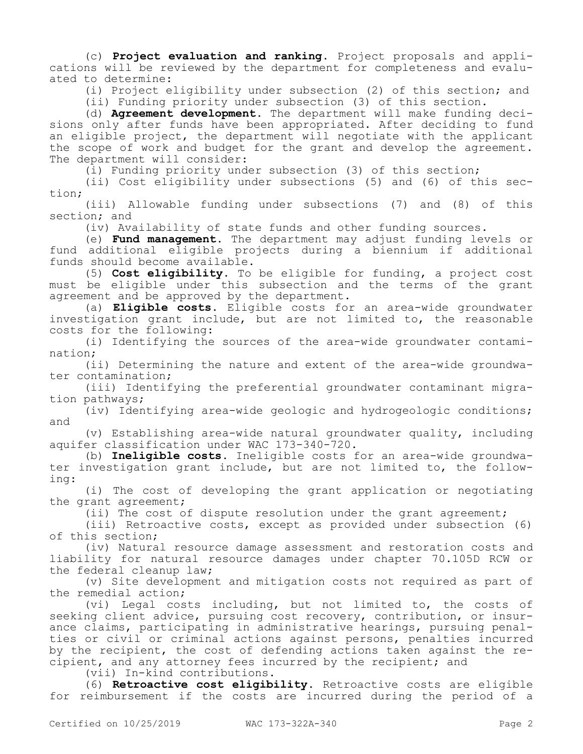(c) **Project evaluation and ranking.** Project proposals and applications will be reviewed by the department for completeness and evaluated to determine:

(i) Project eligibility under subsection (2) of this section; and

(ii) Funding priority under subsection (3) of this section.

(d) **Agreement development.** The department will make funding decisions only after funds have been appropriated. After deciding to fund an eligible project, the department will negotiate with the applicant the scope of work and budget for the grant and develop the agreement. The department will consider:

(i) Funding priority under subsection (3) of this section;

(ii) Cost eligibility under subsections (5) and (6) of this section;

(iii) Allowable funding under subsections (7) and (8) of this section; and

(iv) Availability of state funds and other funding sources.

(e) **Fund management.** The department may adjust funding levels or fund additional eligible projects during a biennium if additional funds should become available.

(5) **Cost eligibility.** To be eligible for funding, a project cost must be eligible under this subsection and the terms of the grant agreement and be approved by the department.

(a) **Eligible costs.** Eligible costs for an area-wide groundwater investigation grant include, but are not limited to, the reasonable costs for the following:

(i) Identifying the sources of the area-wide groundwater contamination;

(ii) Determining the nature and extent of the area-wide groundwater contamination;

(iii) Identifying the preferential groundwater contaminant migration pathways;

(iv) Identifying area-wide geologic and hydrogeologic conditions; and

(v) Establishing area-wide natural groundwater quality, including aquifer classification under WAC 173-340-720.

(b) **Ineligible costs.** Ineligible costs for an area-wide groundwater investigation grant include, but are not limited to, the following:

(i) The cost of developing the grant application or negotiating the grant agreement;

(ii) The cost of dispute resolution under the grant agreement;

(iii) Retroactive costs, except as provided under subsection (6) of this section;

(iv) Natural resource damage assessment and restoration costs and liability for natural resource damages under chapter 70.105D RCW or the federal cleanup law;

(v) Site development and mitigation costs not required as part of the remedial action;

(vi) Legal costs including, but not limited to, the costs of seeking client advice, pursuing cost recovery, contribution, or insurance claims, participating in administrative hearings, pursuing penalties or civil or criminal actions against persons, penalties incurred by the recipient, the cost of defending actions taken against the recipient, and any attorney fees incurred by the recipient; and

(vii) In-kind contributions.

(6) **Retroactive cost eligibility.** Retroactive costs are eligible for reimbursement if the costs are incurred during the period of a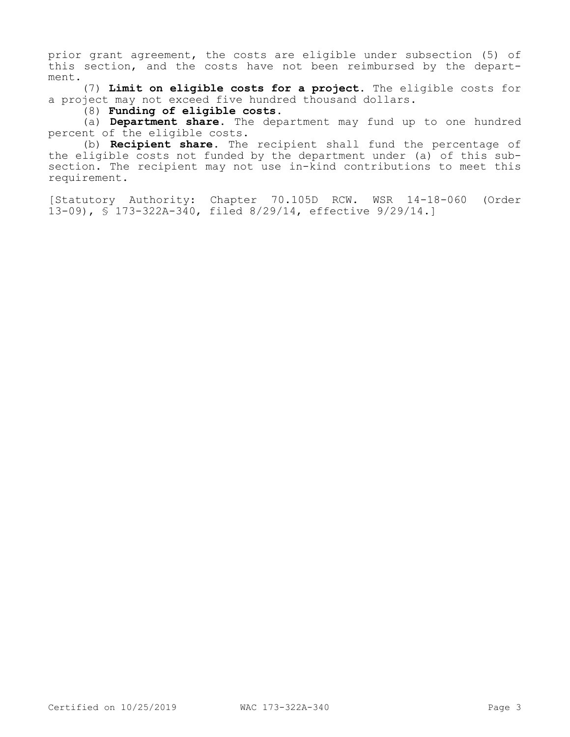prior grant agreement, the costs are eligible under subsection (5) of this section, and the costs have not been reimbursed by the department.

(7) **Limit on eligible costs for a project.** The eligible costs for a project may not exceed five hundred thousand dollars.

(8) **Funding of eligible costs.**

(a) **Department share.** The department may fund up to one hundred percent of the eligible costs.

(b) **Recipient share.** The recipient shall fund the percentage of the eligible costs not funded by the department under (a) of this subsection. The recipient may not use in-kind contributions to meet this requirement.

[Statutory Authority: Chapter 70.105D RCW. WSR 14-18-060 (Order 13-09), § 173-322A-340, filed 8/29/14, effective 9/29/14.]